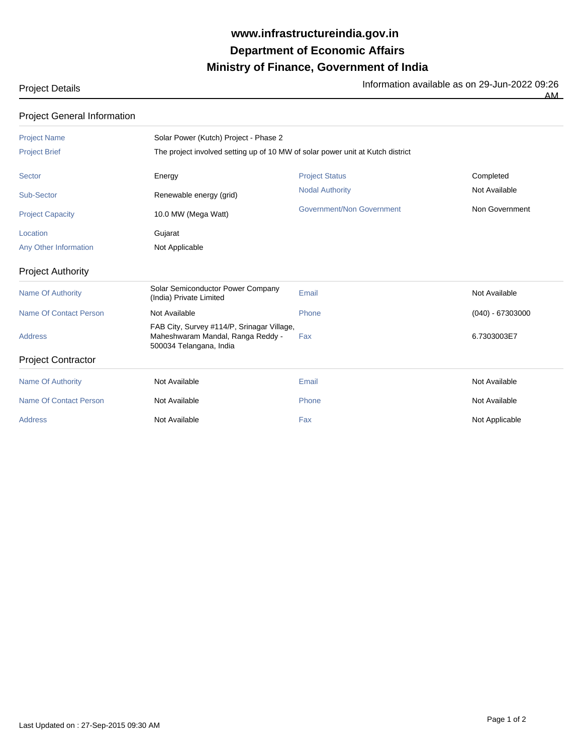# www.infrastructureindia.gov.in
# Department of Economic Affairs
# Ministry of Finance, Government of India

Project Details

Information available as on 29-Jun-2022 09:26 AM

## Project General Information

| | | | |
|---|---|---|---|
| Project Name | Solar Power (Kutch) Project - Phase 2 | | |
| Project Brief | The project involved setting up of 10 MW of solar power unit at Kutch district | | |
| Sector | Energy | Project Status | Completed |
| Sub-Sector | Renewable energy (grid) | Nodal Authority | Not Available |
| Project Capacity | 10.0 MW (Mega Watt) | Government/Non Government | Non Government |
| Location | Gujarat | | |
| Any Other Information | Not Applicable | | |

## Project Authority

| | | | |
|---|---|---|---|
| Name Of Authority | Solar Semiconductor Power Company (India) Private Limited | Email | Not Available |
| Name Of Contact Person | Not Available | Phone | (040) - 67303000 |
| Address | FAB City, Survey #114/P, Srinagar Village, Maheshwaram Mandal, Ranga Reddy - 500034 Telangana, India | Fax | 6.7303003E7 |

## Project Contractor

| | | | |
|---|---|---|---|
| Name Of Authority | Not Available | Email | Not Available |
| Name Of Contact Person | Not Available | Phone | Not Available |
| Address | Not Available | Fax | Not Applicable |

Last Updated on : 27-Sep-2015 09:30 AM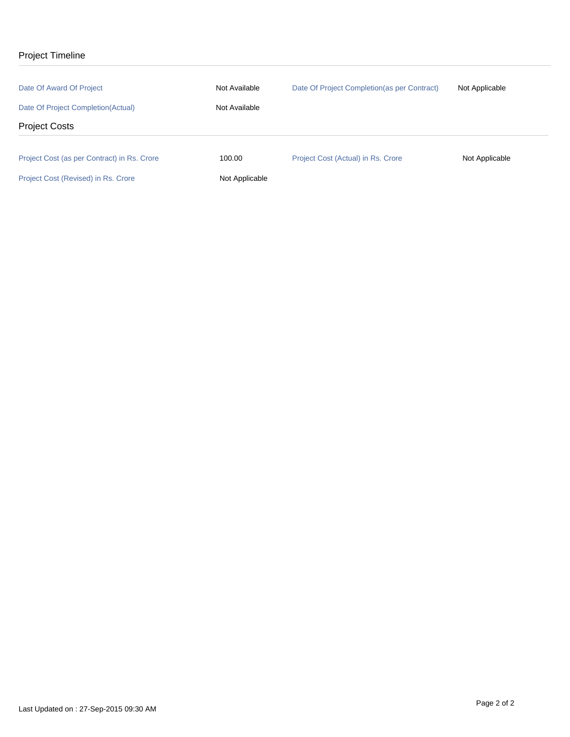## Project Timeline

| | | | |
|---|---|---|---|
| Date Of Award Of Project | Not Available | Date Of Project Completion(as per Contract) | Not Applicable |
| Date Of Project Completion(Actual) | Not Available | | |

## Project Costs

| | | | |
|---|---|---|---|
| Project Cost (as per Contract) in Rs. Crore | 100.00 | Project Cost (Actual) in Rs. Crore | Not Applicable |
| Project Cost (Revised) in Rs. Crore | Not Applicable | | |

Last Updated on : 27-Sep-2015 09:30 AM